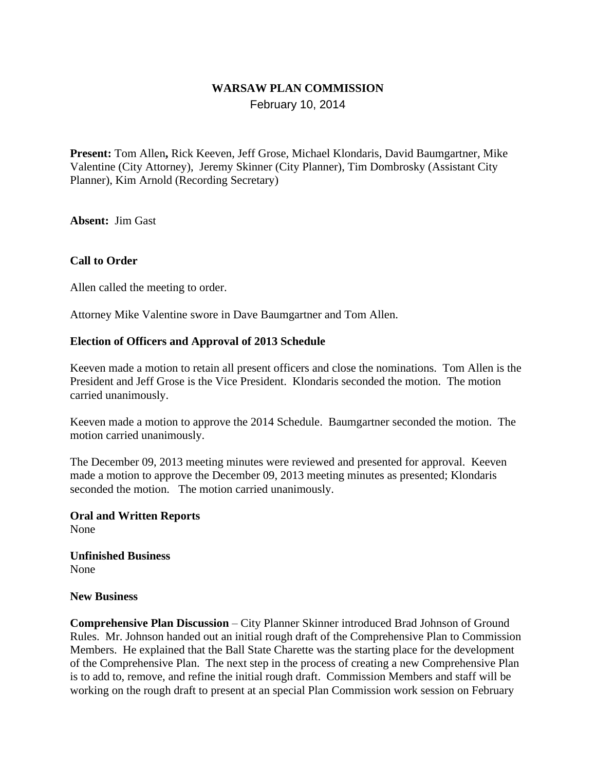**WARSAW PLAN COMMISSION**

February 10, 2014

**Present:** Tom Allen**,** Rick Keeven, Jeff Grose, Michael Klondaris, David Baumgartner, Mike Valentine (City Attorney), Jeremy Skinner (City Planner), Tim Dombrosky (Assistant City Planner), Kim Arnold (Recording Secretary)

**Absent:** Jim Gast

**Call to Order**

Allen called the meeting to order.

Attorney Mike Valentine swore in Dave Baumgartner and Tom Allen.

**Election of Officers and Approval of 2013 Schedule**

Keeven made a motion to retain all present officers and close the nominations. Tom Allen is the President and Jeff Grose is the Vice President. Klondaris seconded the motion. The motion carried unanimously.

Keeven made a motion to approve the 2014 Schedule. Baumgartner seconded the motion. The motion carried unanimously.

The December 09, 2013 meeting minutes were reviewed and presented for approval. Keeven made a motion to approve the December 09, 2013 meeting minutes as presented; Klondaris seconded the motion. The motion carried unanimously.

**Oral and Written Reports**

None

**Unfinished Business**

None

**New Business**

**Comprehensive Plan Discussion** – City Planner Skinner introduced Brad Johnson of Ground Rules. Mr. Johnson handed out an initial rough draft of the Comprehensive Plan to Commission Members. He explained that the Ball State Charette was the starting place for the development of the Comprehensive Plan. The next step in the process of creating a new Comprehensive Plan is to add to, remove, and refine the initial rough draft. Commission Members and staff will be working on the rough draft to present at an special Plan Commission work session on February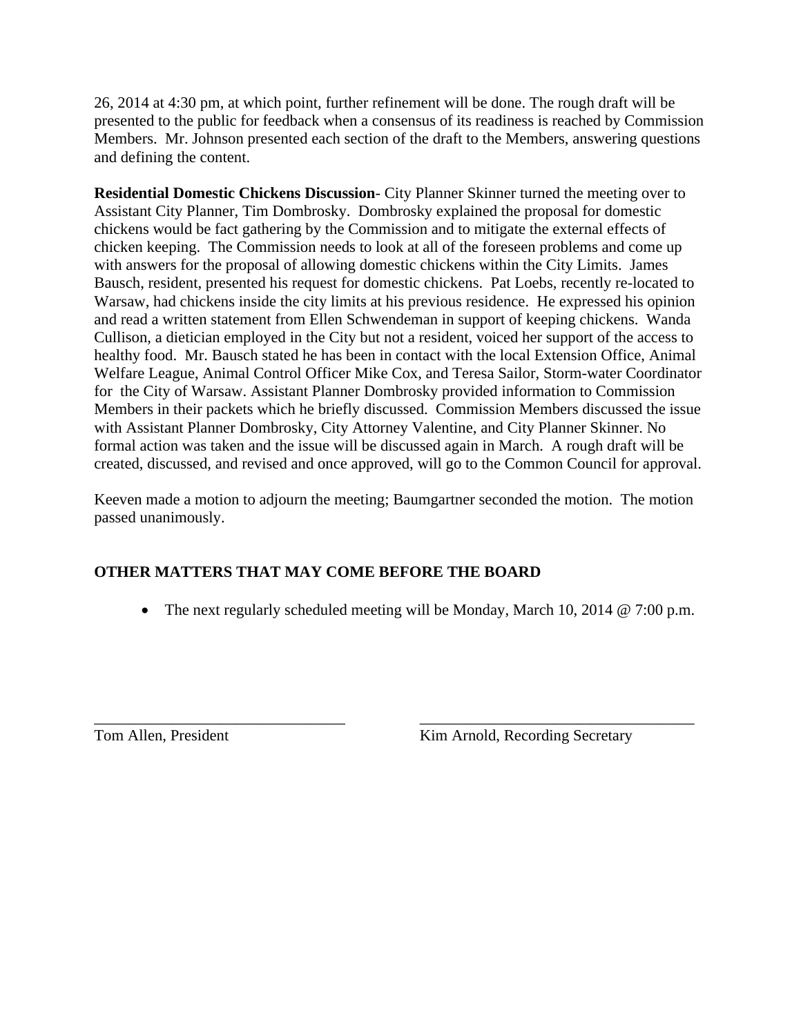26, 2014 at 4:30 pm, at which point, further refinement will be done. The rough draft will be presented to the public for feedback when a consensus of its readiness is reached by Commission Members. Mr. Johnson presented each section of the draft to the Members, answering questions and defining the content.

**Residential Domestic Chickens Discussion**- City Planner Skinner turned the meeting over to Assistant City Planner, Tim Dombrosky. Dombrosky explained the proposal for domestic chickens would be fact gathering by the Commission and to mitigate the external effects of chicken keeping. The Commission needs to look at all of the foreseen problems and come up with answers for the proposal of allowing domestic chickens within the City Limits. James Bausch, resident, presented his request for domestic chickens. Pat Loebs, recently re-located to Warsaw, had chickens inside the city limits at his previous residence. He expressed his opinion and read a written statement from Ellen Schwendeman in support of keeping chickens. Wanda Cullison, a dietician employed in the City but not a resident, voiced her support of the access to healthy food. Mr. Bausch stated he has been in contact with the local Extension Office, Animal Welfare League, Animal Control Officer Mike Cox, and Teresa Sailor, Storm-water Coordinator for the City of Warsaw. Assistant Planner Dombrosky provided information to Commission Members in their packets which he briefly discussed. Commission Members discussed the issue with Assistant Planner Dombrosky, City Attorney Valentine, and City Planner Skinner. No formal action was taken and the issue will be discussed again in March. A rough draft will be created, discussed, and revised and once approved, will go to the Common Council for approval.

Keeven made a motion to adjourn the meeting; Baumgartner seconded the motion. The motion passed unanimously.

**OTHER MATTERS THAT MAY COME BEFORE THE BOARD**

- The next regularly scheduled meeting will be Monday, March 10, 2014 @ 7:00 p.m.

_________________________________ _________________________________

Tom Allen, President Kim Arnold, Recording Secretary